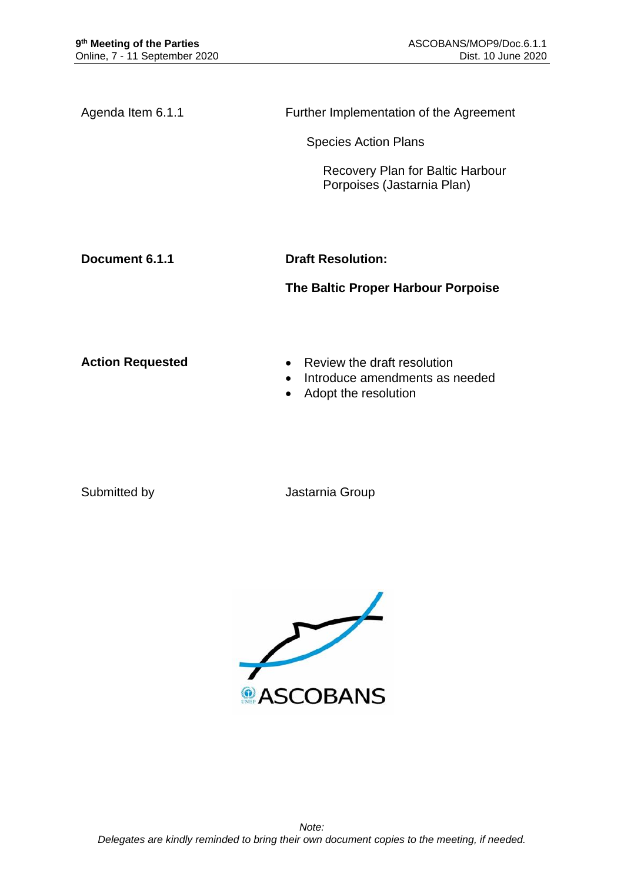| | |
|---|---|
| Agenda Item 6.1.1 | Further Implementation of the Agreement |
| | Species Action Plans |
| | Recovery Plan for Baltic Harbour Porpoises (Jastarnia Plan) |

**Document 6.1.1**

**Draft Resolution:**

**The Baltic Proper Harbour Porpoise**

**Action Requested**

- Review the draft resolution
- Introduce amendments as needed
- Adopt the resolution

Submitted by: Jastarnia Group

*Note:*
*Delegates are kindly reminded to bring their own document copies to the meeting, if needed.*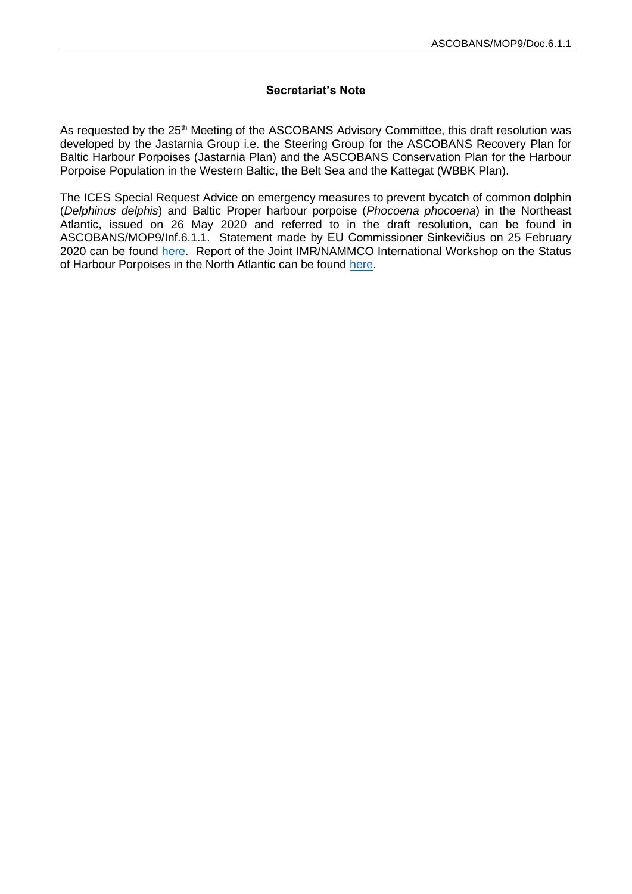### Secretariat's Note

As requested by the 25th Meeting of the ASCOBANS Advisory Committee, this draft resolution was developed by the Jastarnia Group i.e. the Steering Group for the ASCOBANS Recovery Plan for Baltic Harbour Porpoises (Jastarnia Plan) and the ASCOBANS Conservation Plan for the Harbour Porpoise Population in the Western Baltic, the Belt Sea and the Kattegat (WBBK Plan).

The ICES Special Request Advice on emergency measures to prevent bycatch of common dolphin (*Delphinus delphis*) and Baltic Proper harbour porpoise (*Phocoena phocoena*) in the Northeast Atlantic, issued on 26 May 2020 and referred to in the draft resolution, can be found in ASCOBANS/MOP9/Inf.6.1.1. Statement made by EU Commissioner Sinkevičius on 25 February 2020 can be found here. Report of the Joint IMR/NAMMCO International Workshop on the Status of Harbour Porpoises in the North Atlantic can be found here.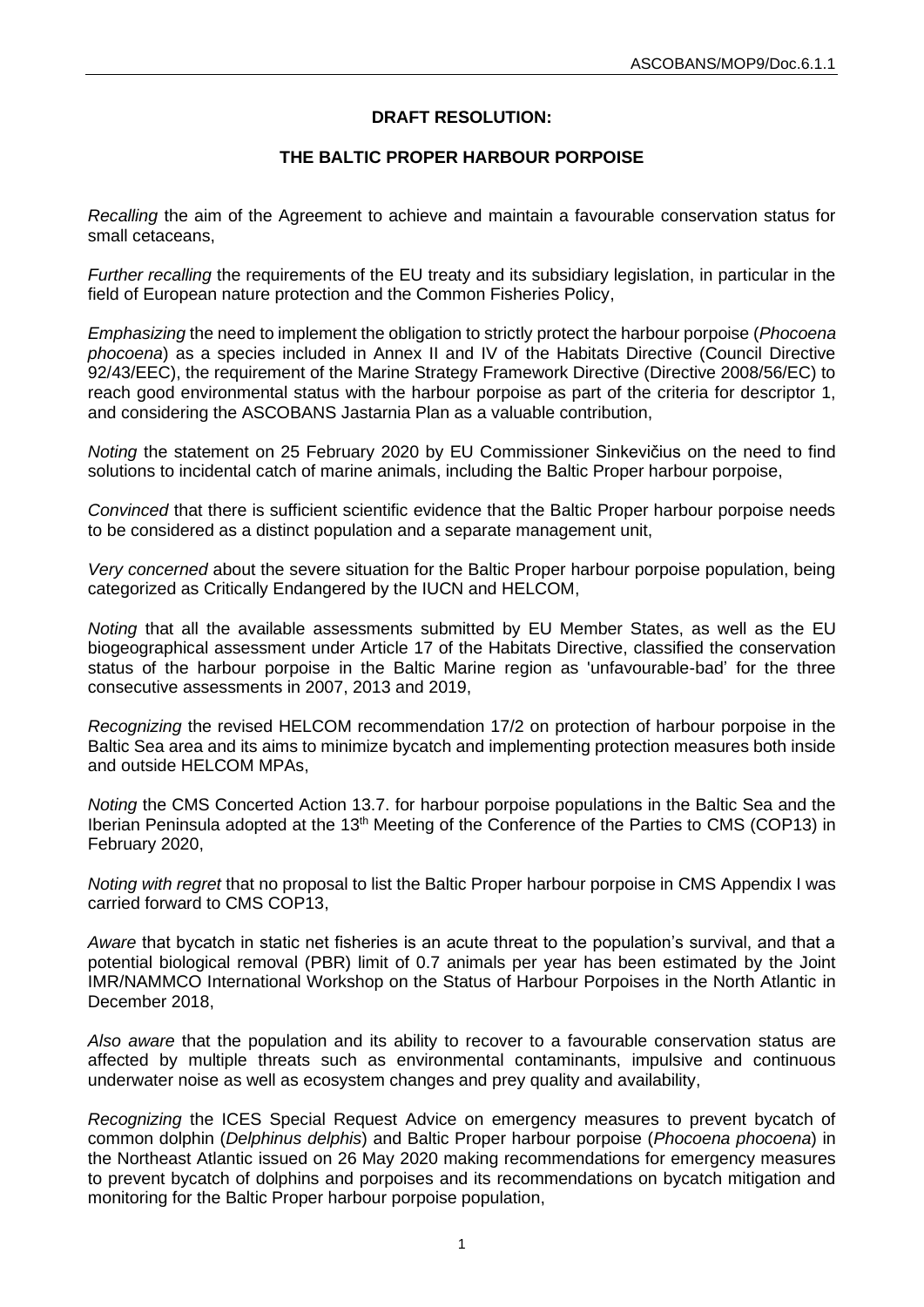**DRAFT RESOLUTION:**

**THE BALTIC PROPER HARBOUR PORPOISE**

*Recalling* the aim of the Agreement to achieve and maintain a favourable conservation status for small cetaceans,

*Further recalling* the requirements of the EU treaty and its subsidiary legislation, in particular in the field of European nature protection and the Common Fisheries Policy,

*Emphasizing* the need to implement the obligation to strictly protect the harbour porpoise (*Phocoena phocoena*) as a species included in Annex II and IV of the Habitats Directive (Council Directive 92/43/EEC), the requirement of the Marine Strategy Framework Directive (Directive 2008/56/EC) to reach good environmental status with the harbour porpoise as part of the criteria for descriptor 1, and considering the ASCOBANS Jastarnia Plan as a valuable contribution,

*Noting* the statement on 25 February 2020 by EU Commissioner Sinkevičius on the need to find solutions to incidental catch of marine animals, including the Baltic Proper harbour porpoise,

*Convinced* that there is sufficient scientific evidence that the Baltic Proper harbour porpoise needs to be considered as a distinct population and a separate management unit,

*Very concerned* about the severe situation for the Baltic Proper harbour porpoise population, being categorized as Critically Endangered by the IUCN and HELCOM,

*Noting* that all the available assessments submitted by EU Member States, as well as the EU biogeographical assessment under Article 17 of the Habitats Directive, classified the conservation status of the harbour porpoise in the Baltic Marine region as 'unfavourable-bad' for the three consecutive assessments in 2007, 2013 and 2019,

*Recognizing* the revised HELCOM recommendation 17/2 on protection of harbour porpoise in the Baltic Sea area and its aims to minimize bycatch and implementing protection measures both inside and outside HELCOM MPAs,

*Noting* the CMS Concerted Action 13.7. for harbour porpoise populations in the Baltic Sea and the Iberian Peninsula adopted at the 13th Meeting of the Conference of the Parties to CMS (COP13) in February 2020,

*Noting with regret* that no proposal to list the Baltic Proper harbour porpoise in CMS Appendix I was carried forward to CMS COP13,

*Aware* that bycatch in static net fisheries is an acute threat to the population's survival, and that a potential biological removal (PBR) limit of 0.7 animals per year has been estimated by the Joint IMR/NAMMCO International Workshop on the Status of Harbour Porpoises in the North Atlantic in December 2018,

*Also aware* that the population and its ability to recover to a favourable conservation status are affected by multiple threats such as environmental contaminants, impulsive and continuous underwater noise as well as ecosystem changes and prey quality and availability,

*Recognizing* the ICES Special Request Advice on emergency measures to prevent bycatch of common dolphin (*Delphinus delphis*) and Baltic Proper harbour porpoise (*Phocoena phocoena*) in the Northeast Atlantic issued on 26 May 2020 making recommendations for emergency measures to prevent bycatch of dolphins and porpoises and its recommendations on bycatch mitigation and monitoring for the Baltic Proper harbour porpoise population,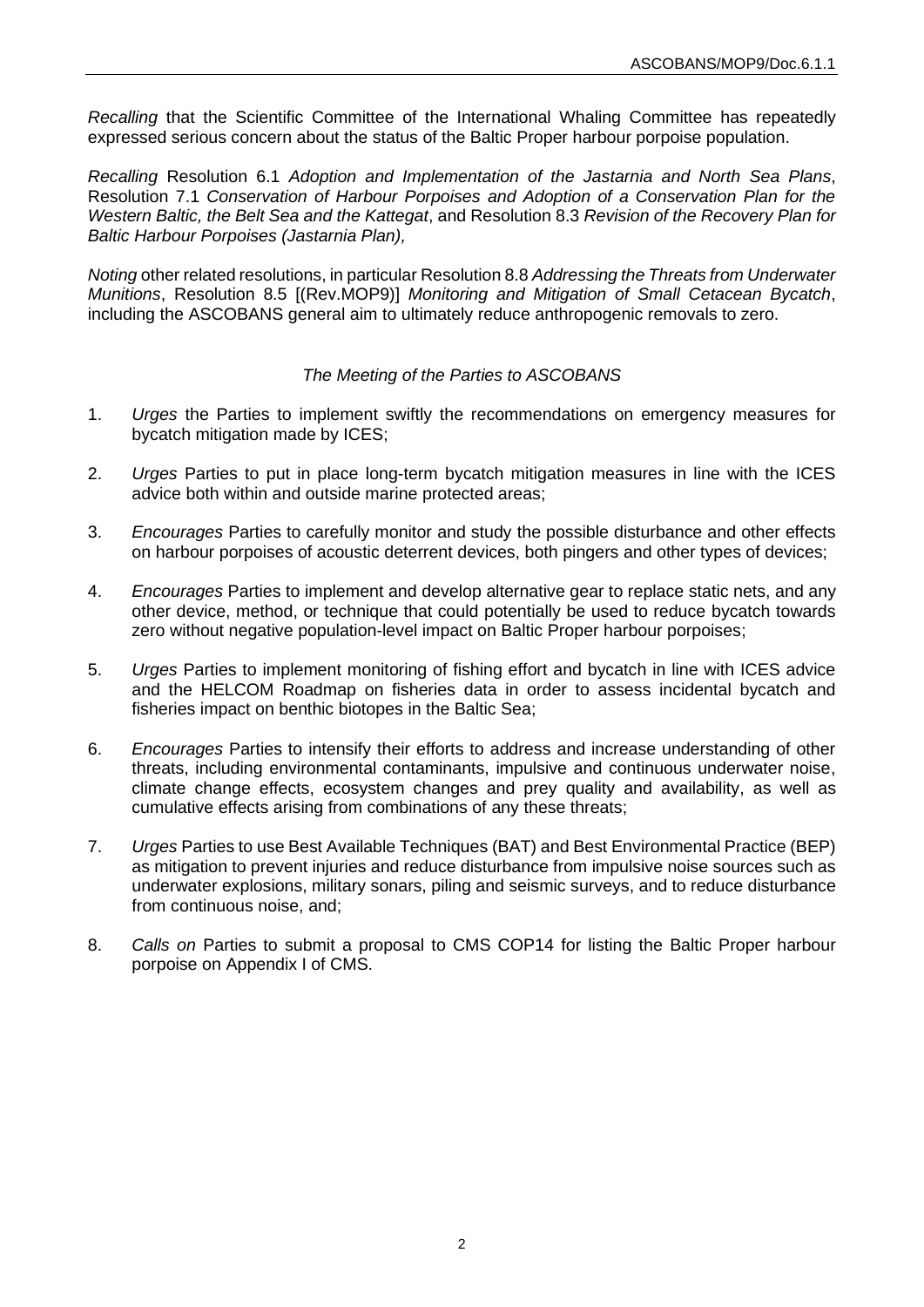*Recalling* that the Scientific Committee of the International Whaling Committee has repeatedly expressed serious concern about the status of the Baltic Proper harbour porpoise population.

*Recalling* Resolution 6.1 *Adoption and Implementation of the Jastarnia and North Sea Plans*, Resolution 7.1 *Conservation of Harbour Porpoises and Adoption of a Conservation Plan for the Western Baltic, the Belt Sea and the Kattegat*, and Resolution 8.3 *Revision of the Recovery Plan for Baltic Harbour Porpoises (Jastarnia Plan),*

*Noting* other related resolutions, in particular Resolution 8.8 *Addressing the Threats from Underwater Munitions*, Resolution 8.5 [(Rev.MOP9)] *Monitoring and Mitigation of Small Cetacean Bycatch*, including the ASCOBANS general aim to ultimately reduce anthropogenic removals to zero.

*The Meeting of the Parties to ASCOBANS*

1. *Urges* the Parties to implement swiftly the recommendations on emergency measures for bycatch mitigation made by ICES;

2. *Urges* Parties to put in place long-term bycatch mitigation measures in line with the ICES advice both within and outside marine protected areas;

3. *Encourages* Parties to carefully monitor and study the possible disturbance and other effects on harbour porpoises of acoustic deterrent devices, both pingers and other types of devices;

4. *Encourages* Parties to implement and develop alternative gear to replace static nets, and any other device, method, or technique that could potentially be used to reduce bycatch towards zero without negative population-level impact on Baltic Proper harbour porpoises;

5. *Urges* Parties to implement monitoring of fishing effort and bycatch in line with ICES advice and the HELCOM Roadmap on fisheries data in order to assess incidental bycatch and fisheries impact on benthic biotopes in the Baltic Sea;

6. *Encourages* Parties to intensify their efforts to address and increase understanding of other threats, including environmental contaminants, impulsive and continuous underwater noise, climate change effects, ecosystem changes and prey quality and availability, as well as cumulative effects arising from combinations of any these threats;

7. *Urges* Parties to use Best Available Techniques (BAT) and Best Environmental Practice (BEP) as mitigation to prevent injuries and reduce disturbance from impulsive noise sources such as underwater explosions, military sonars, piling and seismic surveys, and to reduce disturbance from continuous noise, and;

8. *Calls on* Parties to submit a proposal to CMS COP14 for listing the Baltic Proper harbour porpoise on Appendix I of CMS.